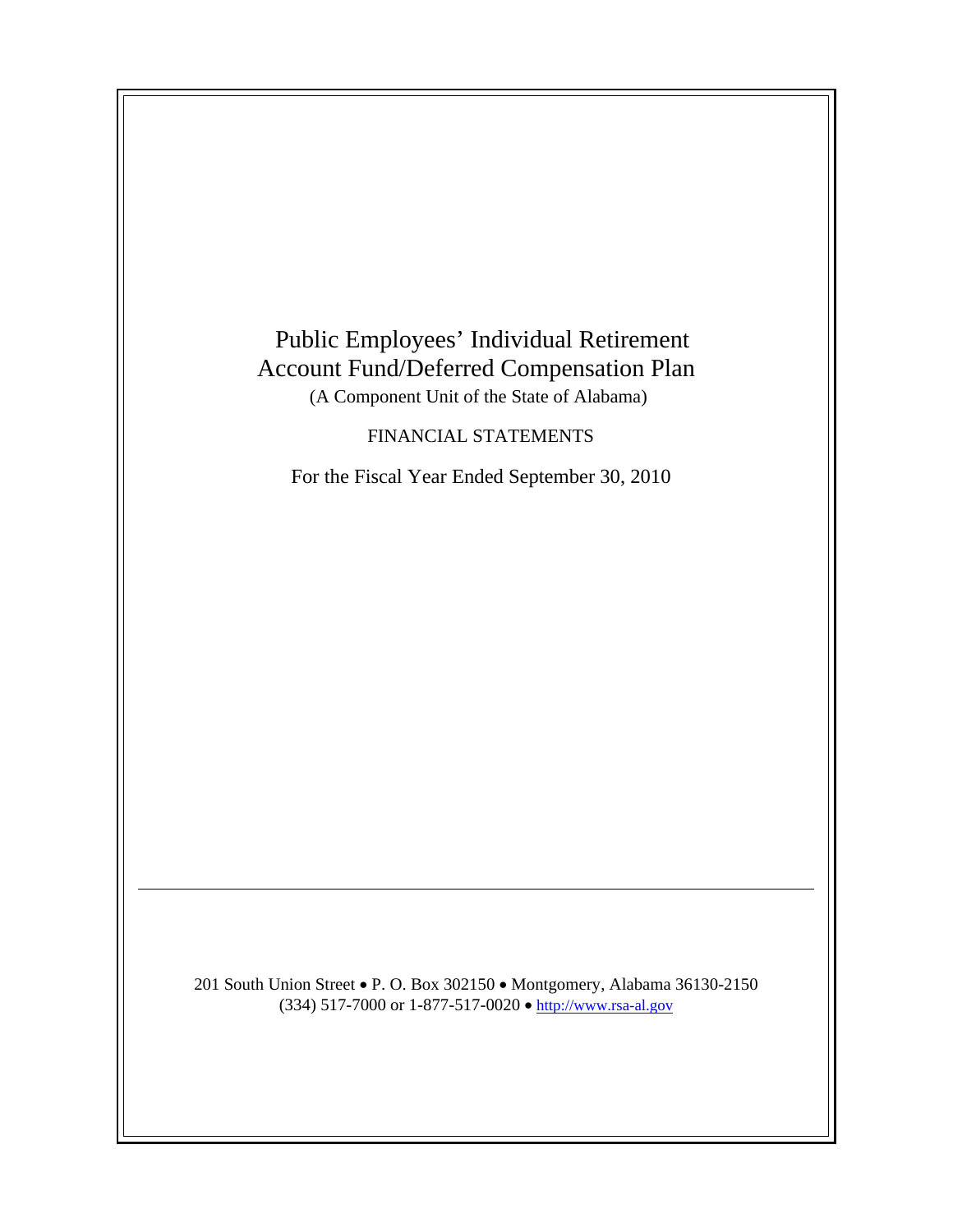# Public Employees' Individual Retirement Account Fund/Deferred Compensation Plan

(A Component Unit of the State of Alabama)

FINANCIAL STATEMENTS

For the Fiscal Year Ended September 30, 2010

---

201 South Union Street • P. O. Box 302150 • Montgomery, Alabama 36130-2150
(334) 517-7000 or 1-877-517-0020 • http://www.rsa-al.gov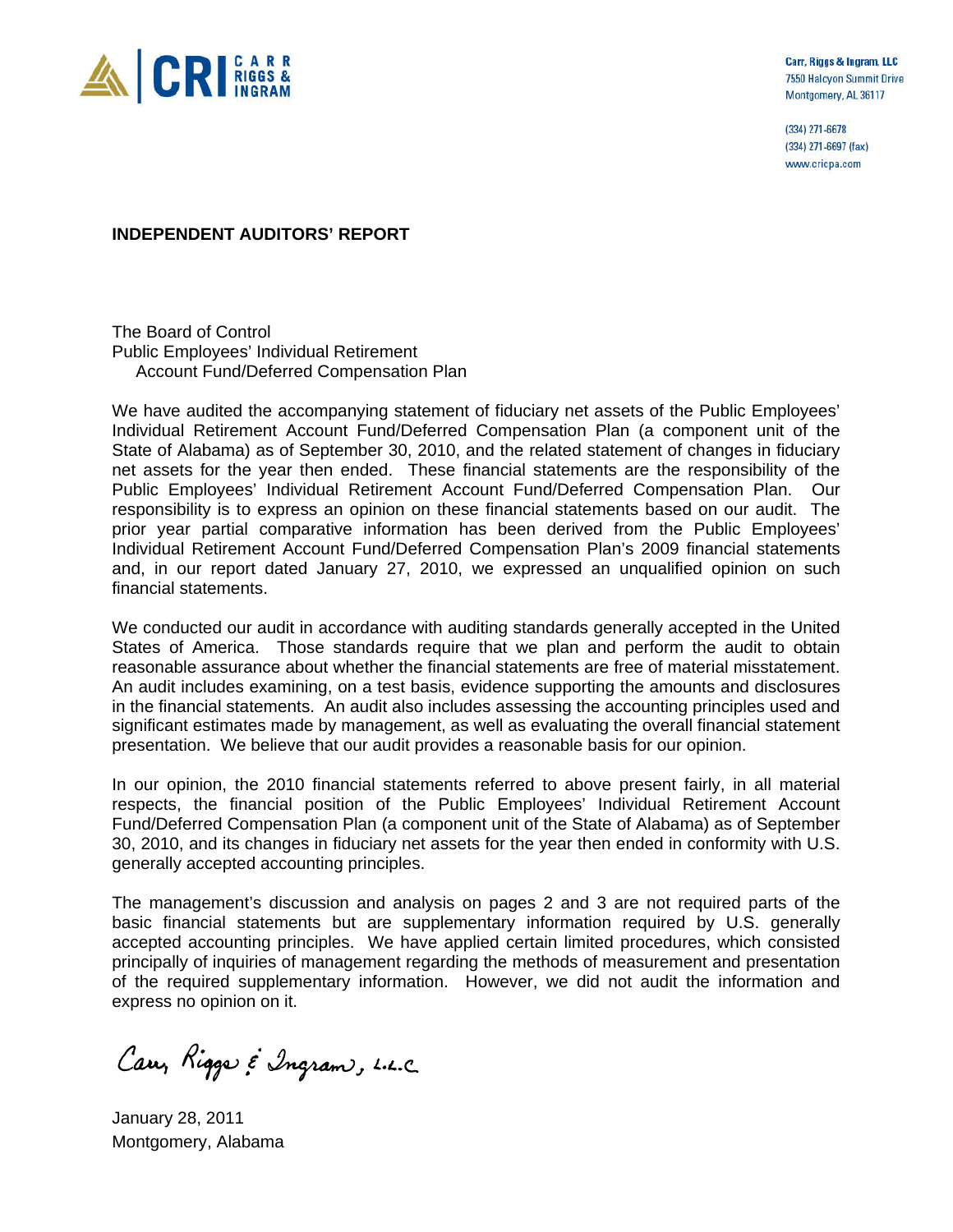Carr, Riggs & Ingram, LLC
7550 Halcyon Summit Drive
Montgomery, AL 36117

(334) 271-6678
(334) 271-6697 (fax)
www.cricpa.com

**INDEPENDENT AUDITORS' REPORT**

The Board of Control
Public Employees' Individual Retirement
Account Fund/Deferred Compensation Plan

We have audited the accompanying statement of fiduciary net assets of the Public Employees' Individual Retirement Account Fund/Deferred Compensation Plan (a component unit of the State of Alabama) as of September 30, 2010, and the related statement of changes in fiduciary net assets for the year then ended. These financial statements are the responsibility of the Public Employees' Individual Retirement Account Fund/Deferred Compensation Plan. Our responsibility is to express an opinion on these financial statements based on our audit. The prior year partial comparative information has been derived from the Public Employees' Individual Retirement Account Fund/Deferred Compensation Plan's 2009 financial statements and, in our report dated January 27, 2010, we expressed an unqualified opinion on such financial statements.

We conducted our audit in accordance with auditing standards generally accepted in the United States of America. Those standards require that we plan and perform the audit to obtain reasonable assurance about whether the financial statements are free of material misstatement. An audit includes examining, on a test basis, evidence supporting the amounts and disclosures in the financial statements. An audit also includes assessing the accounting principles used and significant estimates made by management, as well as evaluating the overall financial statement presentation. We believe that our audit provides a reasonable basis for our opinion.

In our opinion, the 2010 financial statements referred to above present fairly, in all material respects, the financial position of the Public Employees' Individual Retirement Account Fund/Deferred Compensation Plan (a component unit of the State of Alabama) as of September 30, 2010, and its changes in fiduciary net assets for the year then ended in conformity with U.S. generally accepted accounting principles.

The management's discussion and analysis on pages 2 and 3 are not required parts of the basic financial statements but are supplementary information required by U.S. generally accepted accounting principles. We have applied certain limited procedures, which consisted principally of inquiries of management regarding the methods of measurement and presentation of the required supplementary information. However, we did not audit the information and express no opinion on it.

Carr, Riggs & Ingram, L.L.C.

January 28, 2011
Montgomery, Alabama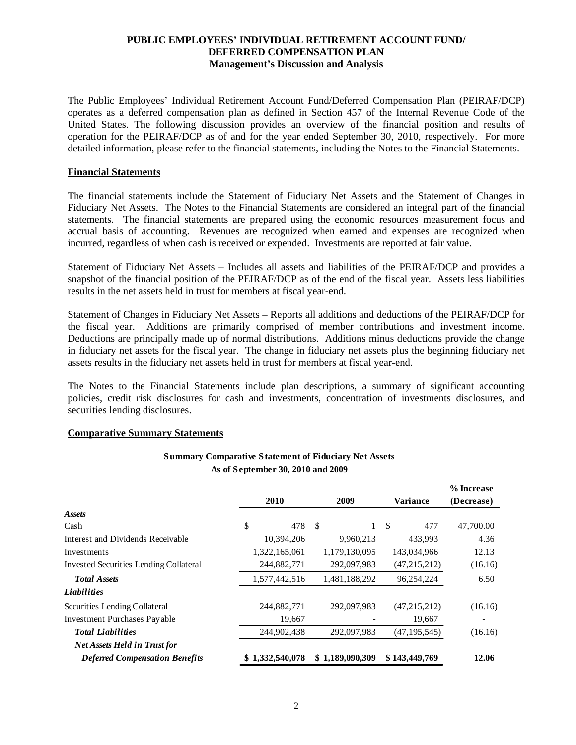# PUBLIC EMPLOYEES' INDIVIDUAL RETIREMENT ACCOUNT FUND/ DEFERRED COMPENSATION PLAN

## Management's Discussion and Analysis

The Public Employees' Individual Retirement Account Fund/Deferred Compensation Plan (PEIRAF/DCP) operates as a deferred compensation plan as defined in Section 457 of the Internal Revenue Code of the United States. The following discussion provides an overview of the financial position and results of operation for the PEIRAF/DCP as of and for the year ended September 30, 2010, respectively. For more detailed information, please refer to the financial statements, including the Notes to the Financial Statements.

### Financial Statements

The financial statements include the Statement of Fiduciary Net Assets and the Statement of Changes in Fiduciary Net Assets. The Notes to the Financial Statements are considered an integral part of the financial statements. The financial statements are prepared using the economic resources measurement focus and accrual basis of accounting. Revenues are recognized when earned and expenses are recognized when incurred, regardless of when cash is received or expended. Investments are reported at fair value.

Statement of Fiduciary Net Assets – Includes all assets and liabilities of the PEIRAF/DCP and provides a snapshot of the financial position of the PEIRAF/DCP as of the end of the fiscal year. Assets less liabilities results in the net assets held in trust for members at fiscal year-end.

Statement of Changes in Fiduciary Net Assets – Reports all additions and deductions of the PEIRAF/DCP for the fiscal year. Additions are primarily comprised of member contributions and investment income. Deductions are principally made up of normal distributions. Additions minus deductions provide the change in fiduciary net assets for the fiscal year. The change in fiduciary net assets plus the beginning fiduciary net assets results in the fiduciary net assets held in trust for members at fiscal year-end.

The Notes to the Financial Statements include plan descriptions, a summary of significant accounting policies, credit risk disclosures for cash and investments, concentration of investments disclosures, and securities lending disclosures.

### Comparative Summary Statements

**Summary Comparative Statement of Fiduciary Net Assets**
**As of September 30, 2010 and 2009**

| | 2010 | 2009 | Variance | % Increase (Decrease) |
|---|---|---|---|---|
| ***Assets*** | | | | |
| Cash | $ 478 | $ 1 | $ 477 | 47,700.00 |
| Interest and Dividends Receivable | 10,394,206 | 9,960,213 | 433,993 | 4.36 |
| Investments | 1,322,165,061 | 1,179,130,095 | 143,034,966 | 12.13 |
| Invested Securities Lending Collateral | 244,882,771 | 292,097,983 | (47,215,212) | (16.16) |
| ***Total Assets*** | 1,577,442,516 | 1,481,188,292 | 96,254,224 | 6.50 |
| ***Liabilities*** | | | | |
| Securities Lending Collateral | 244,882,771 | 292,097,983 | (47,215,212) | (16.16) |
| Investment Purchases Payable | 19,667 | - | 19,667 | - |
| ***Total Liabilities*** | 244,902,438 | 292,097,983 | (47,195,545) | (16.16) |
| ***Net Assets Held in Trust for Deferred Compensation Benefits*** | **$ 1,332,540,078** | **$ 1,189,090,309** | **$ 143,449,769** | **12.06** |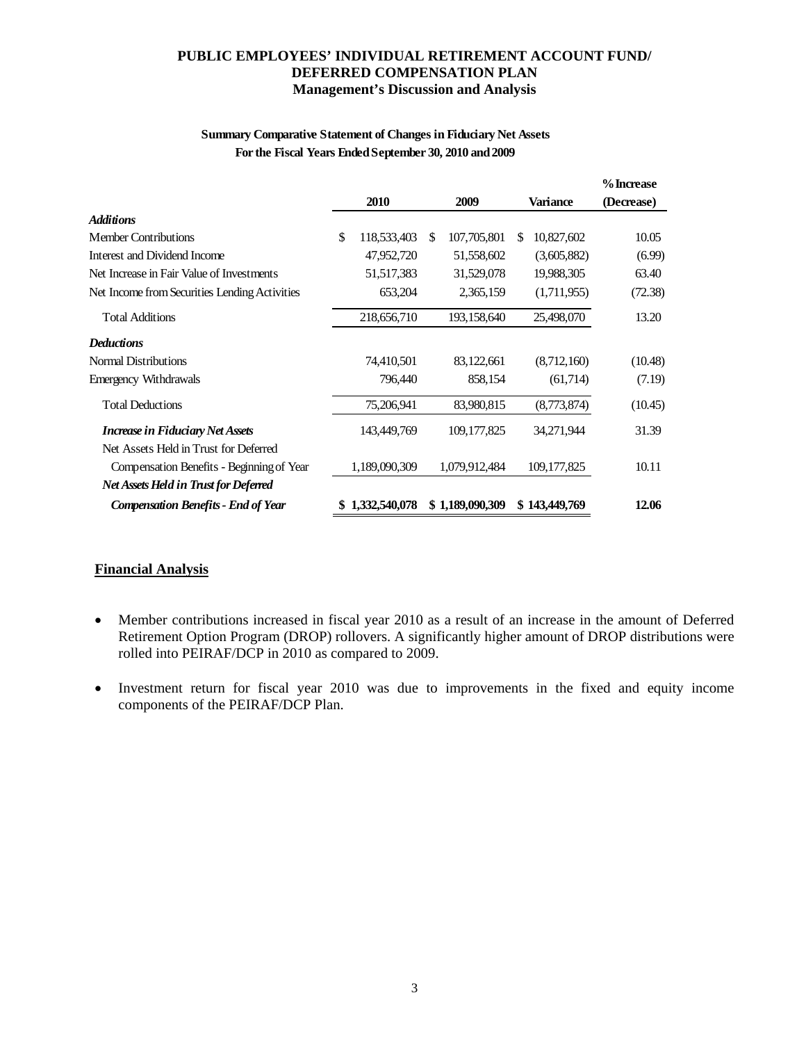# PUBLIC EMPLOYEES' INDIVIDUAL RETIREMENT ACCOUNT FUND/ DEFERRED COMPENSATION PLAN

## Management's Discussion and Analysis

### Summary Comparative Statement of Changes in Fiduciary Net Assets
### For the Fiscal Years Ended September 30, 2010 and 2009

| | 2010 | 2009 | Variance | % Increase (Decrease) |
|---|---|---|---|---|
| ***Additions*** | | | | |
| Member Contributions | $ 118,533,403 | $ 107,705,801 | $ 10,827,602 | 10.05 |
| Interest and Dividend Income | 47,952,720 | 51,558,602 | (3,605,882) | (6.99) |
| Net Increase in Fair Value of Investments | 51,517,383 | 31,529,078 | 19,988,305 | 63.40 |
| Net Income from Securities Lending Activities | 653,204 | 2,365,159 | (1,711,955) | (72.38) |
| Total Additions | 218,656,710 | 193,158,640 | 25,498,070 | 13.20 |
| ***Deductions*** | | | | |
| Normal Distributions | 74,410,501 | 83,122,661 | (8,712,160) | (10.48) |
| Emergency Withdrawals | 796,440 | 858,154 | (61,714) | (7.19) |
| Total Deductions | 75,206,941 | 83,980,815 | (8,773,874) | (10.45) |
| ***Increase in Fiduciary Net Assets*** | 143,449,769 | 109,177,825 | 34,271,944 | 31.39 |
| Net Assets Held in Trust for Deferred Compensation Benefits - Beginning of Year | 1,189,090,309 | 1,079,912,484 | 109,177,825 | 10.11 |
| ***Net Assets Held in Trust for Deferred Compensation Benefits - End of Year*** | **$ 1,332,540,078** | **$ 1,189,090,309** | **$ 143,449,769** | **12.06** |

## Financial Analysis

- Member contributions increased in fiscal year 2010 as a result of an increase in the amount of Deferred Retirement Option Program (DROP) rollovers. A significantly higher amount of DROP distributions were rolled into PEIRAF/DCP in 2010 as compared to 2009.

- Investment return for fiscal year 2010 was due to improvements in the fixed and equity income components of the PEIRAF/DCP Plan.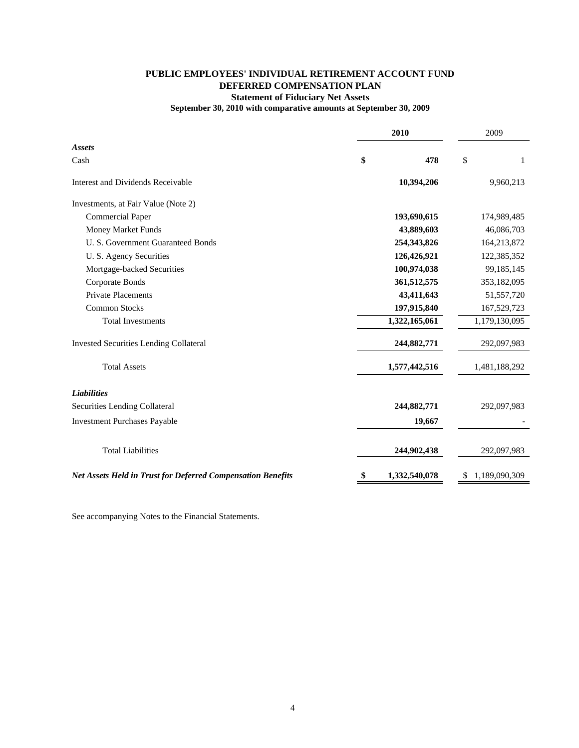# PUBLIC EMPLOYEES' INDIVIDUAL RETIREMENT ACCOUNT FUND

## DEFERRED COMPENSATION PLAN

### Statement of Fiduciary Net Assets

**September 30, 2010 with comparative amounts at September 30, 2009**

| | **2010** | 2009 |
|---|---|---|
| ***Assets*** | | |
| Cash | **$ 478** | $ 1 |
| Interest and Dividends Receivable | **10,394,206** | 9,960,213 |
| Investments, at Fair Value (Note 2) | | |
| Commercial Paper | **193,690,615** | 174,989,485 |
| Money Market Funds | **43,889,603** | 46,086,703 |
| U. S. Government Guaranteed Bonds | **254,343,826** | 164,213,872 |
| U. S. Agency Securities | **126,426,921** | 122,385,352 |
| Mortgage-backed Securities | **100,974,038** | 99,185,145 |
| Corporate Bonds | **361,512,575** | 353,182,095 |
| Private Placements | **43,411,643** | 51,557,720 |
| Common Stocks | **197,915,840** | 167,529,723 |
| Total Investments | **1,322,165,061** | 1,179,130,095 |
| Invested Securities Lending Collateral | **244,882,771** | 292,097,983 |
| Total Assets | **1,577,442,516** | 1,481,188,292 |
| ***Liabilities*** | | |
| Securities Lending Collateral | **244,882,771** | 292,097,983 |
| Investment Purchases Payable | **19,667** | - |
| Total Liabilities | **244,902,438** | 292,097,983 |
| ***Net Assets Held in Trust for Deferred Compensation Benefits*** | **$ 1,332,540,078** | $ 1,189,090,309 |

See accompanying Notes to the Financial Statements.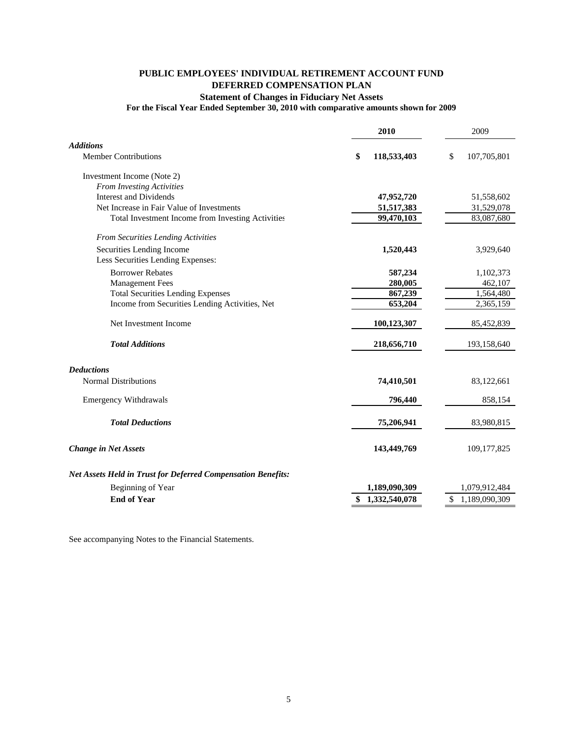# PUBLIC EMPLOYEES' INDIVIDUAL RETIREMENT ACCOUNT FUND

## DEFERRED COMPENSATION PLAN

### Statement of Changes in Fiduciary Net Assets

**For the Fiscal Year Ended September 30, 2010 with comparative amounts shown for 2009**

| | 2010 | 2009 |
|---|---|---|
| ***Additions*** | | |
| Member Contributions | **$ 118,533,403** | $ 107,705,801 |
| Investment Income (Note 2) | | |
| *From Investing Activities* | | |
| Interest and Dividends | **47,952,720** | 51,558,602 |
| Net Increase in Fair Value of Investments | **51,517,383** | 31,529,078 |
| Total Investment Income from Investing Activities | **99,470,103** | 83,087,680 |
| *From Securities Lending Activities* | | |
| Securities Lending Income | **1,520,443** | 3,929,640 |
| Less Securities Lending Expenses: | | |
| Borrower Rebates | **587,234** | 1,102,373 |
| Management Fees | **280,005** | 462,107 |
| Total Securities Lending Expenses | **867,239** | 1,564,480 |
| Income from Securities Lending Activities, Net | **653,204** | 2,365,159 |
| Net Investment Income | **100,123,307** | 85,452,839 |
| ***Total Additions*** | **218,656,710** | 193,158,640 |
| ***Deductions*** | | |
| Normal Distributions | **74,410,501** | 83,122,661 |
| Emergency Withdrawals | **796,440** | 858,154 |
| ***Total Deductions*** | **75,206,941** | 83,980,815 |
| ***Change in Net Assets*** | **143,449,769** | 109,177,825 |
| ***Net Assets Held in Trust for Deferred Compensation Benefits:*** | | |
| Beginning of Year | **1,189,090,309** | 1,079,912,484 |
| **End of Year** | **$ 1,332,540,078** | $ 1,189,090,309 |

See accompanying Notes to the Financial Statements.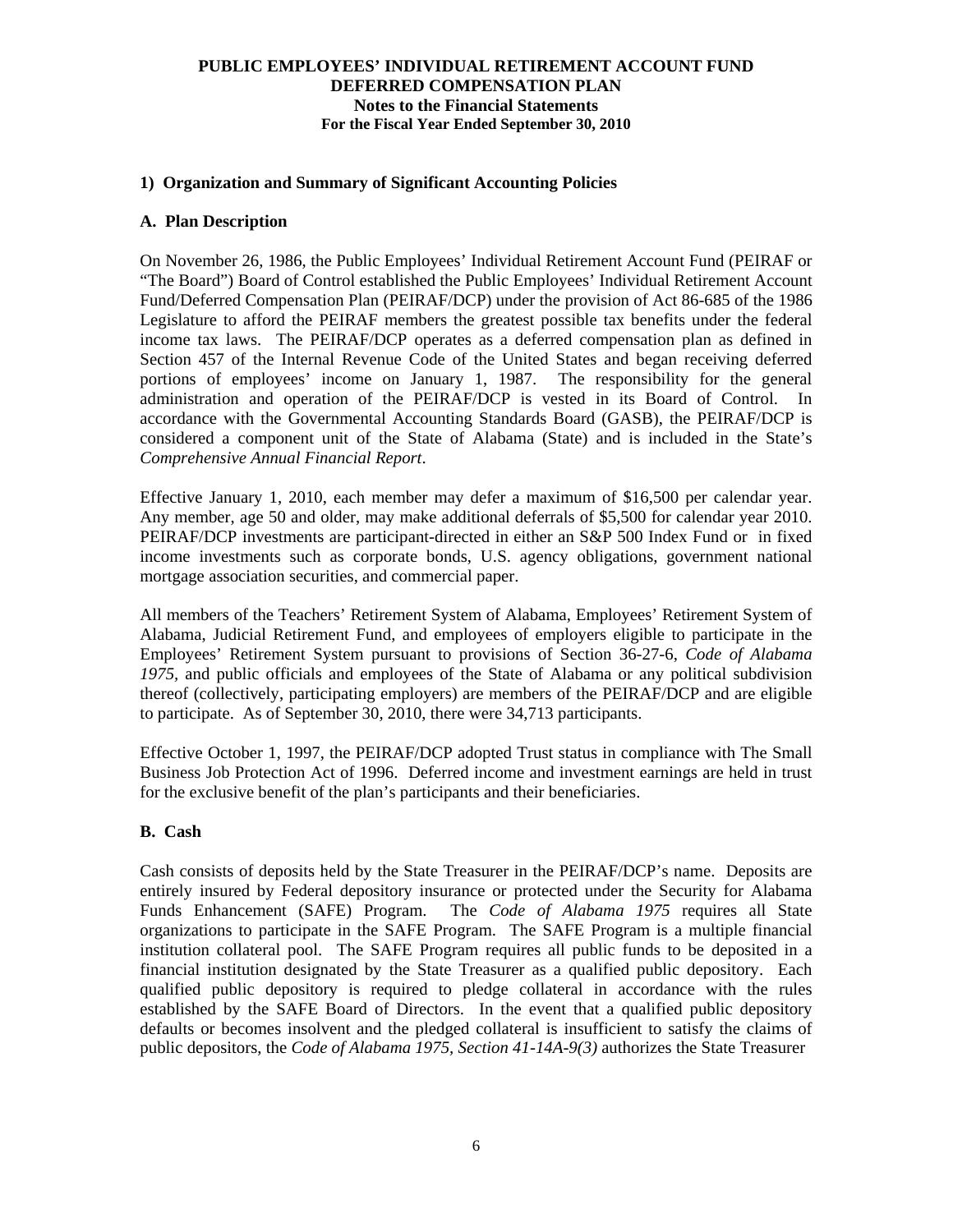**PUBLIC EMPLOYEES' INDIVIDUAL RETIREMENT ACCOUNT FUND**
**DEFERRED COMPENSATION PLAN**
**Notes to the Financial Statements**
**For the Fiscal Year Ended September 30, 2010**

## 1) Organization and Summary of Significant Accounting Policies

### A. Plan Description

On November 26, 1986, the Public Employees' Individual Retirement Account Fund (PEIRAF or "The Board") Board of Control established the Public Employees' Individual Retirement Account Fund/Deferred Compensation Plan (PEIRAF/DCP) under the provision of Act 86-685 of the 1986 Legislature to afford the PEIRAF members the greatest possible tax benefits under the federal income tax laws. The PEIRAF/DCP operates as a deferred compensation plan as defined in Section 457 of the Internal Revenue Code of the United States and began receiving deferred portions of employees' income on January 1, 1987. The responsibility for the general administration and operation of the PEIRAF/DCP is vested in its Board of Control. In accordance with the Governmental Accounting Standards Board (GASB), the PEIRAF/DCP is considered a component unit of the State of Alabama (State) and is included in the State's *Comprehensive Annual Financial Report*.

Effective January 1, 2010, each member may defer a maximum of $16,500 per calendar year. Any member, age 50 and older, may make additional deferrals of $5,500 for calendar year 2010. PEIRAF/DCP investments are participant-directed in either an S&P 500 Index Fund or in fixed income investments such as corporate bonds, U.S. agency obligations, government national mortgage association securities, and commercial paper.

All members of the Teachers' Retirement System of Alabama, Employees' Retirement System of Alabama, Judicial Retirement Fund, and employees of employers eligible to participate in the Employees' Retirement System pursuant to provisions of Section 36-27-6, *Code of Alabama 1975*, and public officials and employees of the State of Alabama or any political subdivision thereof (collectively, participating employers) are members of the PEIRAF/DCP and are eligible to participate. As of September 30, 2010, there were 34,713 participants.

Effective October 1, 1997, the PEIRAF/DCP adopted Trust status in compliance with The Small Business Job Protection Act of 1996. Deferred income and investment earnings are held in trust for the exclusive benefit of the plan's participants and their beneficiaries.

### B. Cash

Cash consists of deposits held by the State Treasurer in the PEIRAF/DCP's name. Deposits are entirely insured by Federal depository insurance or protected under the Security for Alabama Funds Enhancement (SAFE) Program. The *Code of Alabama 1975* requires all State organizations to participate in the SAFE Program. The SAFE Program is a multiple financial institution collateral pool. The SAFE Program requires all public funds to be deposited in a financial institution designated by the State Treasurer as a qualified public depository. Each qualified public depository is required to pledge collateral in accordance with the rules established by the SAFE Board of Directors. In the event that a qualified public depository defaults or becomes insolvent and the pledged collateral is insufficient to satisfy the claims of public depositors, the *Code of Alabama 1975, Section 41-14A-9(3)* authorizes the State Treasurer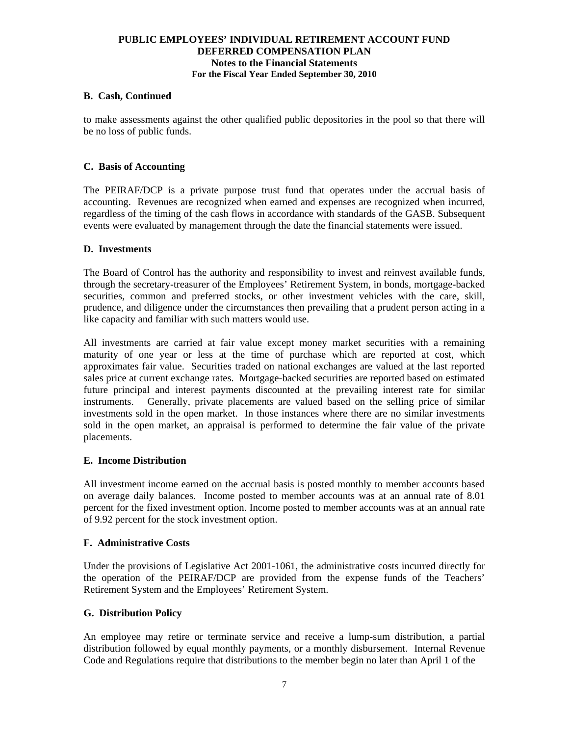### B. Cash, Continued

to make assessments against the other qualified public depositories in the pool so that there will be no loss of public funds.

### C. Basis of Accounting

The PEIRAF/DCP is a private purpose trust fund that operates under the accrual basis of accounting. Revenues are recognized when earned and expenses are recognized when incurred, regardless of the timing of the cash flows in accordance with standards of the GASB. Subsequent events were evaluated by management through the date the financial statements were issued.

### D. Investments

The Board of Control has the authority and responsibility to invest and reinvest available funds, through the secretary-treasurer of the Employees' Retirement System, in bonds, mortgage-backed securities, common and preferred stocks, or other investment vehicles with the care, skill, prudence, and diligence under the circumstances then prevailing that a prudent person acting in a like capacity and familiar with such matters would use.

All investments are carried at fair value except money market securities with a remaining maturity of one year or less at the time of purchase which are reported at cost, which approximates fair value. Securities traded on national exchanges are valued at the last reported sales price at current exchange rates. Mortgage-backed securities are reported based on estimated future principal and interest payments discounted at the prevailing interest rate for similar instruments. Generally, private placements are valued based on the selling price of similar investments sold in the open market. In those instances where there are no similar investments sold in the open market, an appraisal is performed to determine the fair value of the private placements.

### E. Income Distribution

All investment income earned on the accrual basis is posted monthly to member accounts based on average daily balances. Income posted to member accounts was at an annual rate of 8.01 percent for the fixed investment option. Income posted to member accounts was at an annual rate of 9.92 percent for the stock investment option.

### F. Administrative Costs

Under the provisions of Legislative Act 2001-1061, the administrative costs incurred directly for the operation of the PEIRAF/DCP are provided from the expense funds of the Teachers' Retirement System and the Employees' Retirement System.

### G. Distribution Policy

An employee may retire or terminate service and receive a lump-sum distribution, a partial distribution followed by equal monthly payments, or a monthly disbursement. Internal Revenue Code and Regulations require that distributions to the member begin no later than April 1 of the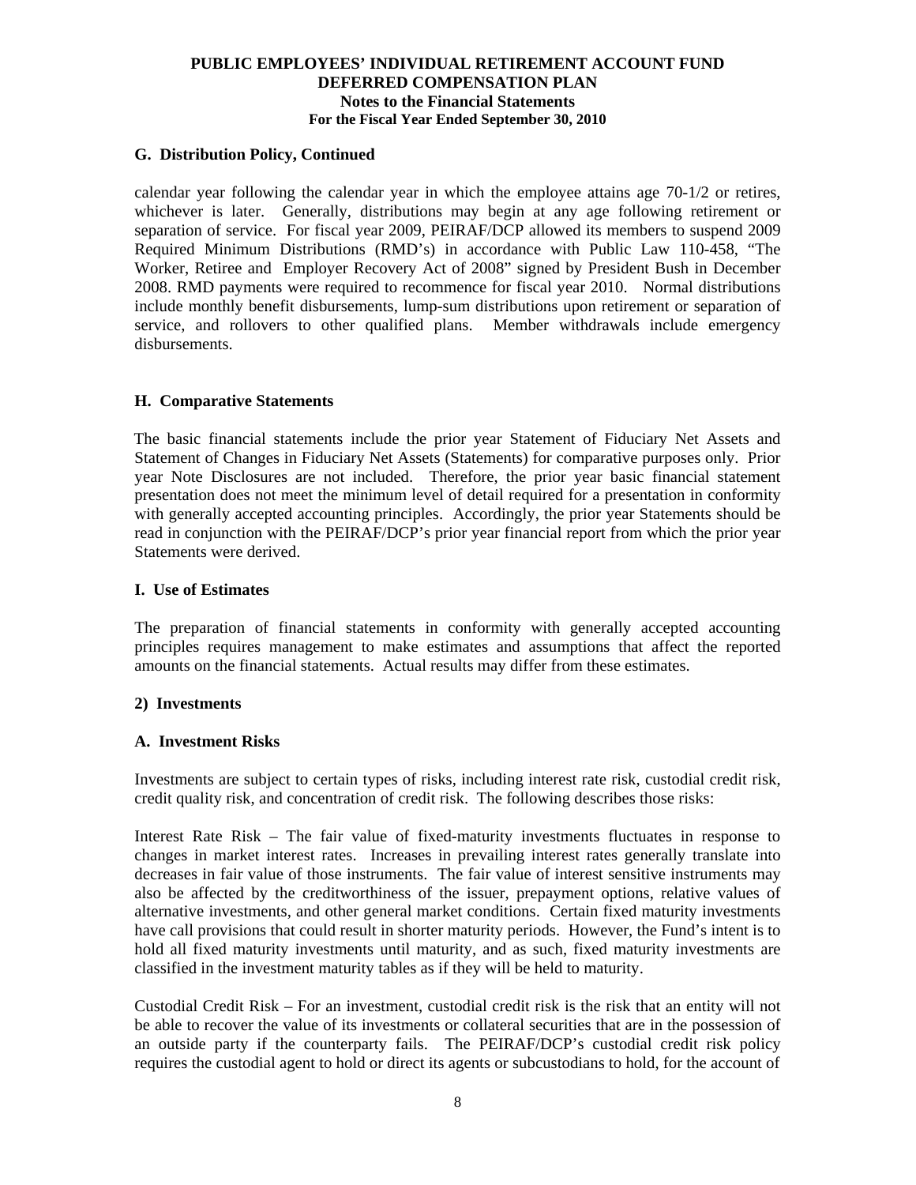### G. Distribution Policy, Continued

calendar year following the calendar year in which the employee attains age 70-1/2 or retires, whichever is later. Generally, distributions may begin at any age following retirement or separation of service. For fiscal year 2009, PEIRAF/DCP allowed its members to suspend 2009 Required Minimum Distributions (RMD's) in accordance with Public Law 110-458, "The Worker, Retiree and Employer Recovery Act of 2008" signed by President Bush in December 2008. RMD payments were required to recommence for fiscal year 2010. Normal distributions include monthly benefit disbursements, lump-sum distributions upon retirement or separation of service, and rollovers to other qualified plans. Member withdrawals include emergency disbursements.

### H. Comparative Statements

The basic financial statements include the prior year Statement of Fiduciary Net Assets and Statement of Changes in Fiduciary Net Assets (Statements) for comparative purposes only. Prior year Note Disclosures are not included. Therefore, the prior year basic financial statement presentation does not meet the minimum level of detail required for a presentation in conformity with generally accepted accounting principles. Accordingly, the prior year Statements should be read in conjunction with the PEIRAF/DCP's prior year financial report from which the prior year Statements were derived.

### I. Use of Estimates

The preparation of financial statements in conformity with generally accepted accounting principles requires management to make estimates and assumptions that affect the reported amounts on the financial statements. Actual results may differ from these estimates.

## 2) Investments

### A. Investment Risks

Investments are subject to certain types of risks, including interest rate risk, custodial credit risk, credit quality risk, and concentration of credit risk. The following describes those risks:

Interest Rate Risk – The fair value of fixed-maturity investments fluctuates in response to changes in market interest rates. Increases in prevailing interest rates generally translate into decreases in fair value of those instruments. The fair value of interest sensitive instruments may also be affected by the creditworthiness of the issuer, prepayment options, relative values of alternative investments, and other general market conditions. Certain fixed maturity investments have call provisions that could result in shorter maturity periods. However, the Fund's intent is to hold all fixed maturity investments until maturity, and as such, fixed maturity investments are classified in the investment maturity tables as if they will be held to maturity.

Custodial Credit Risk – For an investment, custodial credit risk is the risk that an entity will not be able to recover the value of its investments or collateral securities that are in the possession of an outside party if the counterparty fails. The PEIRAF/DCP's custodial credit risk policy requires the custodial agent to hold or direct its agents or subcustodians to hold, for the account of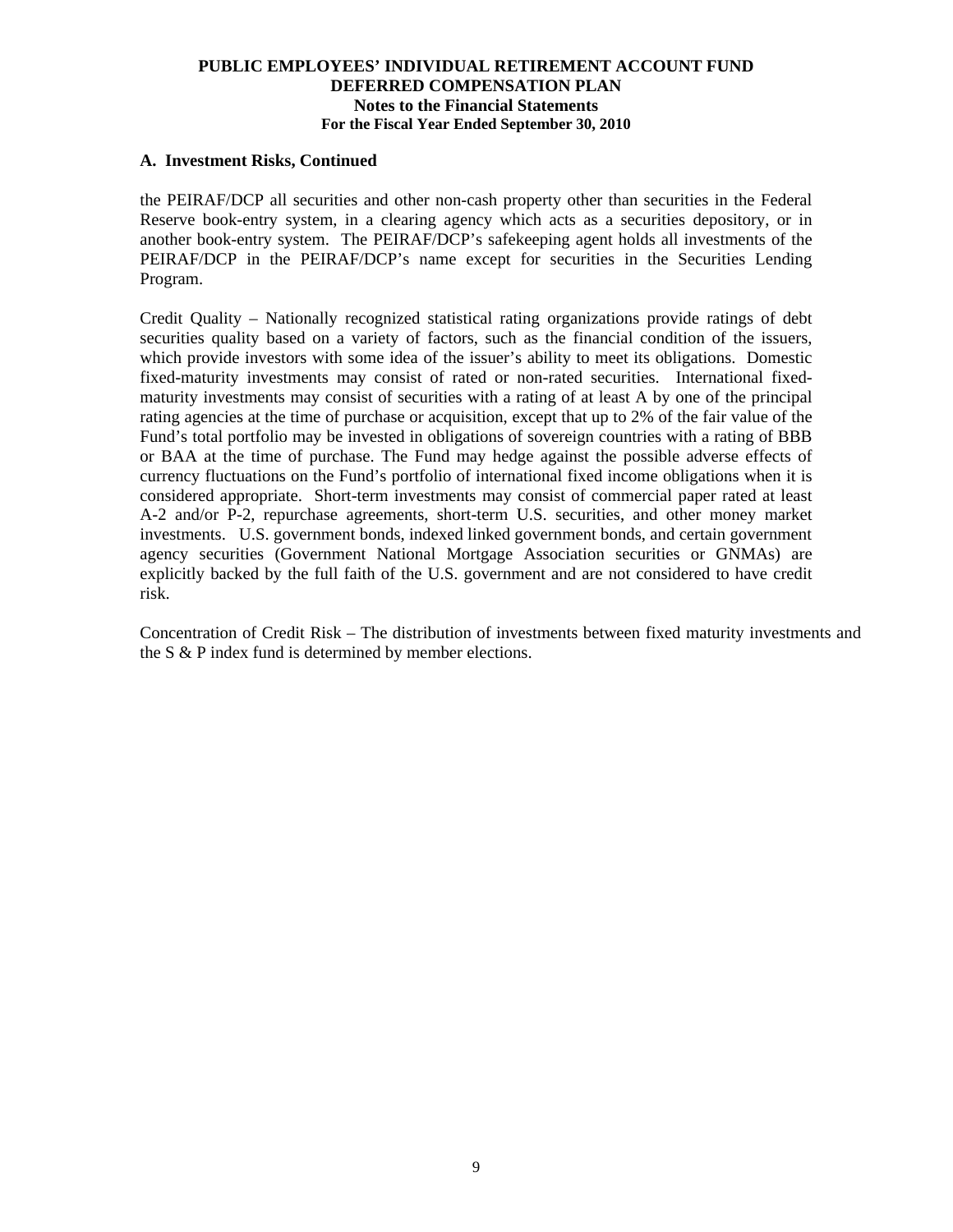### A. Investment Risks, Continued

the PEIRAF/DCP all securities and other non-cash property other than securities in the Federal Reserve book-entry system, in a clearing agency which acts as a securities depository, or in another book-entry system. The PEIRAF/DCP's safekeeping agent holds all investments of the PEIRAF/DCP in the PEIRAF/DCP's name except for securities in the Securities Lending Program.

Credit Quality – Nationally recognized statistical rating organizations provide ratings of debt securities quality based on a variety of factors, such as the financial condition of the issuers, which provide investors with some idea of the issuer's ability to meet its obligations. Domestic fixed-maturity investments may consist of rated or non-rated securities. International fixed-maturity investments may consist of securities with a rating of at least A by one of the principal rating agencies at the time of purchase or acquisition, except that up to 2% of the fair value of the Fund's total portfolio may be invested in obligations of sovereign countries with a rating of BBB or BAA at the time of purchase. The Fund may hedge against the possible adverse effects of currency fluctuations on the Fund's portfolio of international fixed income obligations when it is considered appropriate. Short-term investments may consist of commercial paper rated at least A-2 and/or P-2, repurchase agreements, short-term U.S. securities, and other money market investments. U.S. government bonds, indexed linked government bonds, and certain government agency securities (Government National Mortgage Association securities or GNMAs) are explicitly backed by the full faith of the U.S. government and are not considered to have credit risk.

Concentration of Credit Risk – The distribution of investments between fixed maturity investments and the S & P index fund is determined by member elections.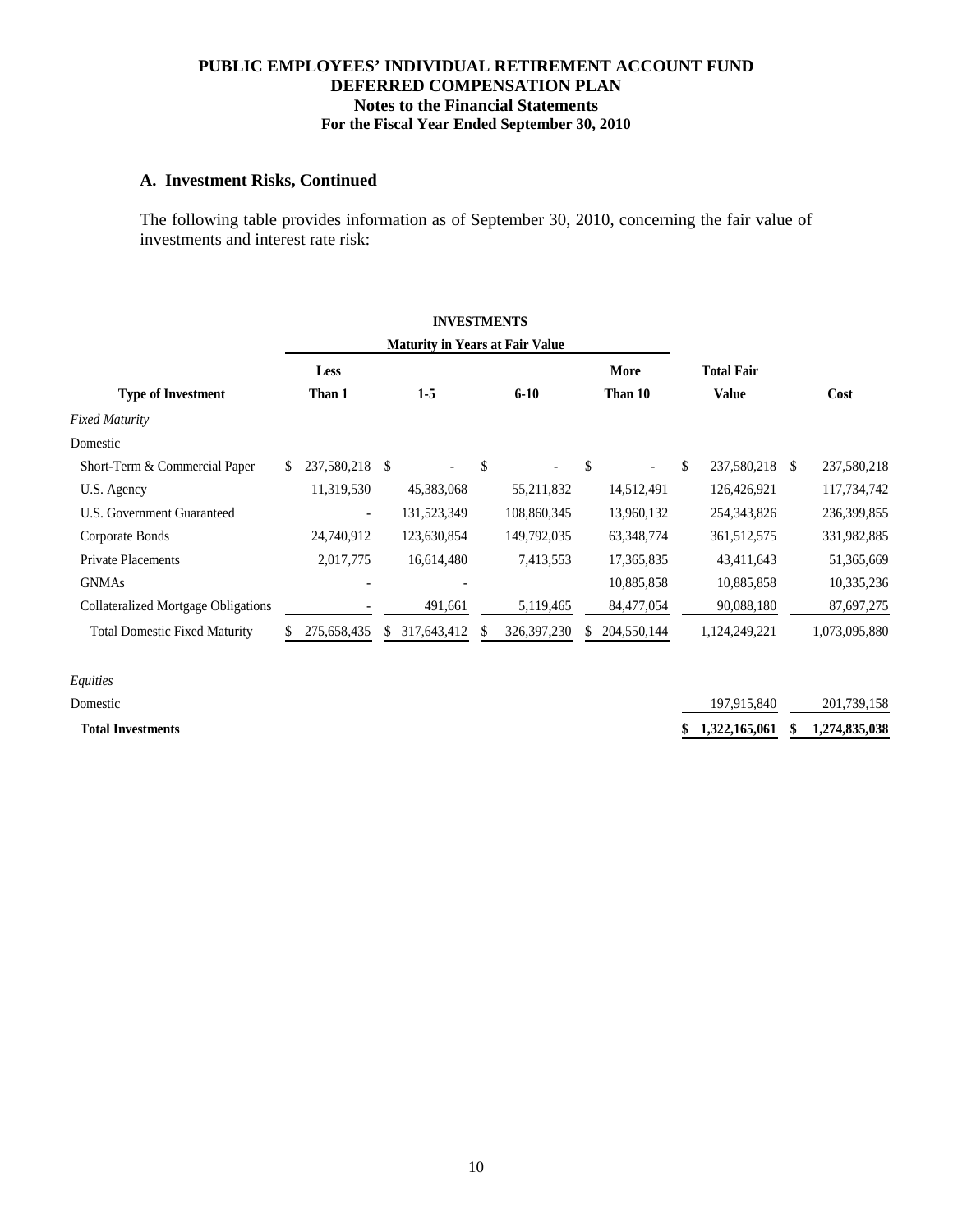# PUBLIC EMPLOYEES' INDIVIDUAL RETIREMENT ACCOUNT FUND
## DEFERRED COMPENSATION PLAN
### Notes to the Financial Statements
### For the Fiscal Year Ended September 30, 2010

### A. Investment Risks, Continued

The following table provides information as of September 30, 2010, concerning the fair value of investments and interest rate risk:

**INVESTMENTS**

| | Maturity in Years at Fair Value | | | | | |
|---|---|---|---|---|---|---|
| **Type of Investment** | **Less Than 1** | **1-5** | **6-10** | **More Than 10** | **Total Fair Value** | **Cost** |
| *Fixed Maturity* | | | | | | |
| Domestic | | | | | | |
| Short-Term & Commercial Paper | $ 237,580,218 | $ - | $ - | $ - | $ 237,580,218 | $ 237,580,218 |
| U.S. Agency | 11,319,530 | 45,383,068 | 55,211,832 | 14,512,491 | 126,426,921 | 117,734,742 |
| U.S. Government Guaranteed | - | 131,523,349 | 108,860,345 | 13,960,132 | 254,343,826 | 236,399,855 |
| Corporate Bonds | 24,740,912 | 123,630,854 | 149,792,035 | 63,348,774 | 361,512,575 | 331,982,885 |
| Private Placements | 2,017,775 | 16,614,480 | 7,413,553 | 17,365,835 | 43,411,643 | 51,365,669 |
| GNMAs | - | - | | 10,885,858 | 10,885,858 | 10,335,236 |
| Collateralized Mortgage Obligations | - | 491,661 | 5,119,465 | 84,477,054 | 90,088,180 | 87,697,275 |
| Total Domestic Fixed Maturity | $ 275,658,435 | $ 317,643,412 | $ 326,397,230 | $ 204,550,144 | 1,124,249,221 | 1,073,095,880 |
| *Equities* | | | | | | |
| Domestic | | | | | 197,915,840 | 201,739,158 |
| **Total Investments** | | | | | **$ 1,322,165,061** | **$ 1,274,835,038** |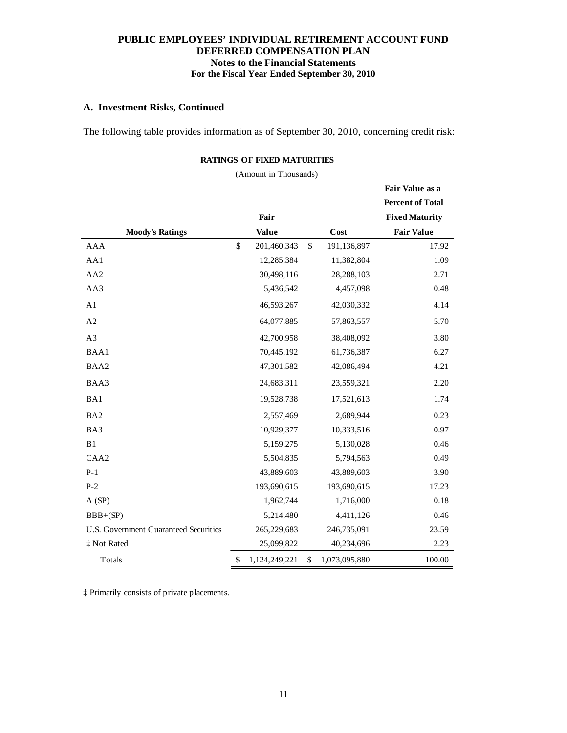**PUBLIC EMPLOYEES' INDIVIDUAL RETIREMENT ACCOUNT FUND**
**DEFERRED COMPENSATION PLAN**
**Notes to the Financial Statements**
**For the Fiscal Year Ended September 30, 2010**

## A. Investment Risks, Continued

The following table provides information as of September 30, 2010, concerning credit risk:

**RATINGS OF FIXED MATURITIES**

(Amount in Thousands)

| Moody's Ratings | Fair Value | Cost | Fair Value as a Percent of Total Fixed Maturity Fair Value |
|---|---|---|---|
| AAA | $ 201,460,343 | $ 191,136,897 | 17.92 |
| AA1 | 12,285,384 | 11,382,804 | 1.09 |
| AA2 | 30,498,116 | 28,288,103 | 2.71 |
| AA3 | 5,436,542 | 4,457,098 | 0.48 |
| A1 | 46,593,267 | 42,030,332 | 4.14 |
| A2 | 64,077,885 | 57,863,557 | 5.70 |
| A3 | 42,700,958 | 38,408,092 | 3.80 |
| BAA1 | 70,445,192 | 61,736,387 | 6.27 |
| BAA2 | 47,301,582 | 42,086,494 | 4.21 |
| BAA3 | 24,683,311 | 23,559,321 | 2.20 |
| BA1 | 19,528,738 | 17,521,613 | 1.74 |
| BA2 | 2,557,469 | 2,689,944 | 0.23 |
| BA3 | 10,929,377 | 10,333,516 | 0.97 |
| B1 | 5,159,275 | 5,130,028 | 0.46 |
| CAA2 | 5,504,835 | 5,794,563 | 0.49 |
| P-1 | 43,889,603 | 43,889,603 | 3.90 |
| P-2 | 193,690,615 | 193,690,615 | 17.23 |
| A (SP) | 1,962,744 | 1,716,000 | 0.18 |
| BBB+(SP) | 5,214,480 | 4,411,126 | 0.46 |
| U.S. Government Guaranteed Securities | 265,229,683 | 246,735,091 | 23.59 |
| ‡ Not Rated | 25,099,822 | 40,234,696 | 2.23 |
| Totals | $ 1,124,249,221 | $ 1,073,095,880 | 100.00 |

‡ Primarily consists of private placements.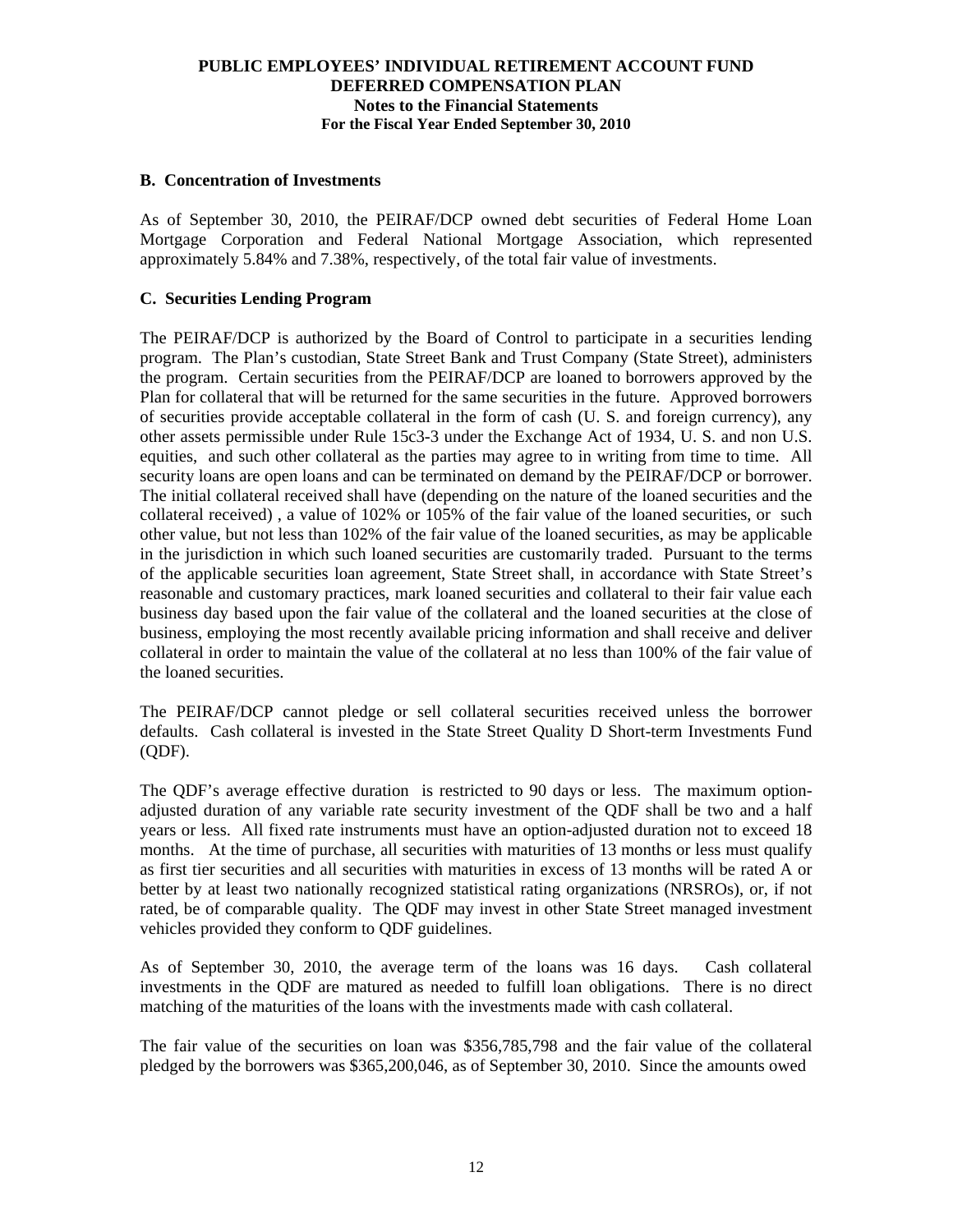### B. Concentration of Investments

As of September 30, 2010, the PEIRAF/DCP owned debt securities of Federal Home Loan Mortgage Corporation and Federal National Mortgage Association, which represented approximately 5.84% and 7.38%, respectively, of the total fair value of investments.

### C. Securities Lending Program

The PEIRAF/DCP is authorized by the Board of Control to participate in a securities lending program. The Plan's custodian, State Street Bank and Trust Company (State Street), administers the program. Certain securities from the PEIRAF/DCP are loaned to borrowers approved by the Plan for collateral that will be returned for the same securities in the future. Approved borrowers of securities provide acceptable collateral in the form of cash (U. S. and foreign currency), any other assets permissible under Rule 15c3-3 under the Exchange Act of 1934, U. S. and non U.S. equities, and such other collateral as the parties may agree to in writing from time to time. All security loans are open loans and can be terminated on demand by the PEIRAF/DCP or borrower. The initial collateral received shall have (depending on the nature of the loaned securities and the collateral received) , a value of 102% or 105% of the fair value of the loaned securities, or such other value, but not less than 102% of the fair value of the loaned securities, as may be applicable in the jurisdiction in which such loaned securities are customarily traded. Pursuant to the terms of the applicable securities loan agreement, State Street shall, in accordance with State Street's reasonable and customary practices, mark loaned securities and collateral to their fair value each business day based upon the fair value of the collateral and the loaned securities at the close of business, employing the most recently available pricing information and shall receive and deliver collateral in order to maintain the value of the collateral at no less than 100% of the fair value of the loaned securities.

The PEIRAF/DCP cannot pledge or sell collateral securities received unless the borrower defaults. Cash collateral is invested in the State Street Quality D Short-term Investments Fund (QDF).

The QDF's average effective duration is restricted to 90 days or less. The maximum option-adjusted duration of any variable rate security investment of the QDF shall be two and a half years or less. All fixed rate instruments must have an option-adjusted duration not to exceed 18 months. At the time of purchase, all securities with maturities of 13 months or less must qualify as first tier securities and all securities with maturities in excess of 13 months will be rated A or better by at least two nationally recognized statistical rating organizations (NRSROs), or, if not rated, be of comparable quality. The QDF may invest in other State Street managed investment vehicles provided they conform to QDF guidelines.

As of September 30, 2010, the average term of the loans was 16 days. Cash collateral investments in the QDF are matured as needed to fulfill loan obligations. There is no direct matching of the maturities of the loans with the investments made with cash collateral.

The fair value of the securities on loan was $356,785,798 and the fair value of the collateral pledged by the borrowers was $365,200,046, as of September 30, 2010. Since the amounts owed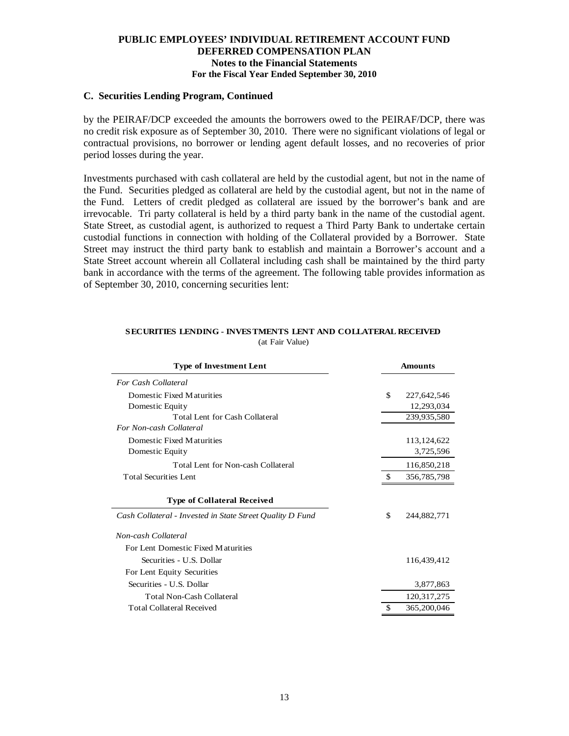**PUBLIC EMPLOYEES' INDIVIDUAL RETIREMENT ACCOUNT FUND**
**DEFERRED COMPENSATION PLAN**
**Notes to the Financial Statements**
**For the Fiscal Year Ended September 30, 2010**

## C. Securities Lending Program, Continued

by the PEIRAF/DCP exceeded the amounts the borrowers owed to the PEIRAF/DCP, there was no credit risk exposure as of September 30, 2010. There were no significant violations of legal or contractual provisions, no borrower or lending agent default losses, and no recoveries of prior period losses during the year.

Investments purchased with cash collateral are held by the custodial agent, but not in the name of the Fund. Securities pledged as collateral are held by the custodial agent, but not in the name of the Fund. Letters of credit pledged as collateral are issued by the borrower's bank and are irrevocable. Tri party collateral is held by a third party bank in the name of the custodial agent. State Street, as custodial agent, is authorized to request a Third Party Bank to undertake certain custodial functions in connection with holding of the Collateral provided by a Borrower. State Street may instruct the third party bank to establish and maintain a Borrower's account and a State Street account wherein all Collateral including cash shall be maintained by the third party bank in accordance with the terms of the agreement. The following table provides information as of September 30, 2010, concerning securities lent:

**SECURITIES LENDING - INVESTMENTS LENT AND COLLATERAL RECEIVED**
(at Fair Value)

| Type of Investment Lent | Amounts |
|---|---|
| *For Cash Collateral* | |
| Domestic Fixed Maturities | $ 227,642,546 |
| Domestic Equity | 12,293,034 |
| Total Lent for Cash Collateral | 239,935,580 |
| *For Non-cash Collateral* | |
| Domestic Fixed Maturities | 113,124,622 |
| Domestic Equity | 3,725,596 |
| Total Lent for Non-cash Collateral | 116,850,218 |
| Total Securities Lent | $ 356,785,798 |
| **Type of Collateral Received** | |
| *Cash Collateral - Invested in State Street Quality D Fund* | $ 244,882,771 |
| *Non-cash Collateral* | |
| For Lent Domestic Fixed Maturities | |
| Securities - U.S. Dollar | 116,439,412 |
| For Lent Equity Securities | |
| Securities - U.S. Dollar | 3,877,863 |
| Total Non-Cash Collateral | 120,317,275 |
| Total Collateral Received | $ 365,200,046 |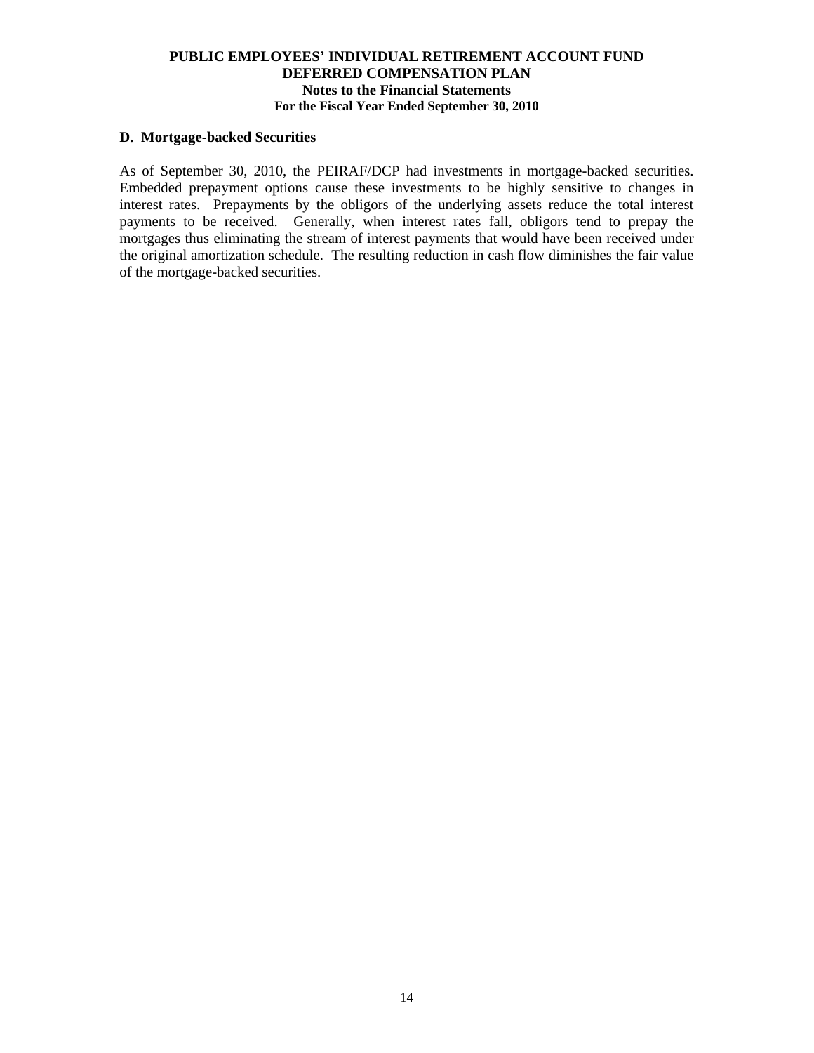### D. Mortgage-backed Securities

As of September 30, 2010, the PEIRAF/DCP had investments in mortgage-backed securities. Embedded prepayment options cause these investments to be highly sensitive to changes in interest rates. Prepayments by the obligors of the underlying assets reduce the total interest payments to be received. Generally, when interest rates fall, obligors tend to prepay the mortgages thus eliminating the stream of interest payments that would have been received under the original amortization schedule. The resulting reduction in cash flow diminishes the fair value of the mortgage-backed securities.